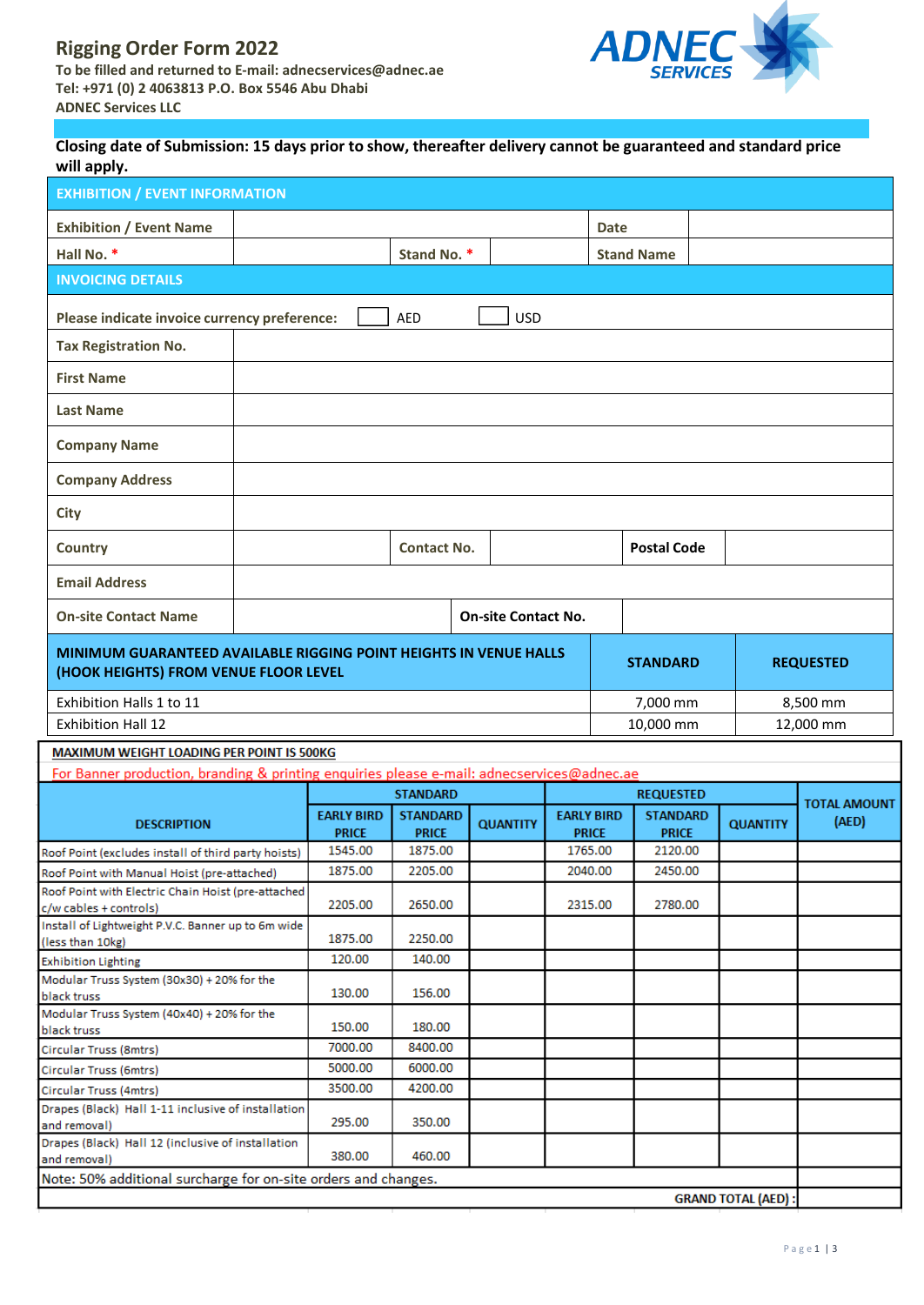# Rigging Order Form 2022

**To be filled and returned to E-mail: adnecservices@adnec.ae**
**Tel: +971 (0) 2 4063813 P.O. Box 5546 Abu Dhabi**
**ADNEC Services LLC**

ADNEC SERVICES

**Closing date of Submission: 15 days prior to show, thereafter delivery cannot be guaranteed and standard price will apply.**

| EXHIBITION / EVENT INFORMATION | | | | | |
|---|---|---|---|---|---|
| **Exhibition / Event Name** | | | | **Date** | |
| **Hall No. *** | | **Stand No. *** | | **Stand Name** | |

| INVOICING DETAILS | | | | | |
|---|---|---|---|---|---|
| **Please indicate invoice currency preference:** ☐ AED ☐ USD | | | | | |
| **Tax Registration No.** | | | | | |
| **First Name** | | | | | |
| **Last Name** | | | | | |
| **Company Name** | | | | | |
| **Company Address** | | | | | |
| **City** | | | | | |
| **Country** | | **Contact No.** | | **Postal Code** | |
| **Email Address** | | | | | |
| **On-site Contact Name** | | **On-site Contact No.** | | | |

| MINIMUM GUARANTEED AVAILABLE RIGGING POINT HEIGHTS IN VENUE HALLS (HOOK HEIGHTS) FROM VENUE FLOOR LEVEL | STANDARD | REQUESTED |
|---|---|---|
| Exhibition Halls 1 to 11 | 7,000 mm | 8,500 mm |
| Exhibition Hall 12 | 10,000 mm | 12,000 mm |

**MAXIMUM WEIGHT LOADING PER POINT IS 500KG**

For Banner production, branding & printing enquiries please e-mail: adnecservices@adnec.ae

| DESCRIPTION | STANDARD | | | REQUESTED | | | TOTAL AMOUNT (AED) |
|---|---|---|---|---|---|---|---|
| | EARLY BIRD PRICE | STANDARD PRICE | QUANTITY | EARLY BIRD PRICE | STANDARD PRICE | QUANTITY | |
| Roof Point (excludes install of third party hoists) | 1545.00 | 1875.00 | | 1765.00 | 2120.00 | | |
| Roof Point with Manual Hoist (pre-attached) | 1875.00 | 2205.00 | | 2040.00 | 2450.00 | | |
| Roof Point with Electric Chain Hoist (pre-attached c/w cables + controls) | 2205.00 | 2650.00 | | 2315.00 | 2780.00 | | |
| Install of Lightweight P.V.C. Banner up to 6m wide (less than 10kg) | 1875.00 | 2250.00 | | | | | |
| Exhibition Lighting | 120.00 | 140.00 | | | | | |
| Modular Truss System (30x30) + 20% for the black truss | 130.00 | 156.00 | | | | | |
| Modular Truss System (40x40) + 20% for the black truss | 150.00 | 180.00 | | | | | |
| Circular Truss (8mtrs) | 7000.00 | 8400.00 | | | | | |
| Circular Truss (6mtrs) | 5000.00 | 6000.00 | | | | | |
| Circular Truss (4mtrs) | 3500.00 | 4200.00 | | | | | |
| Drapes (Black) Hall 1-11 inclusive of installation and removal) | 295.00 | 350.00 | | | | | |
| Drapes (Black) Hall 12 (inclusive of installation and removal) | 380.00 | 460.00 | | | | | |
| Note: 50% additional surcharge for on-site orders and changes. | | | | | | | |
| | | | | | | **GRAND TOTAL (AED) :** | |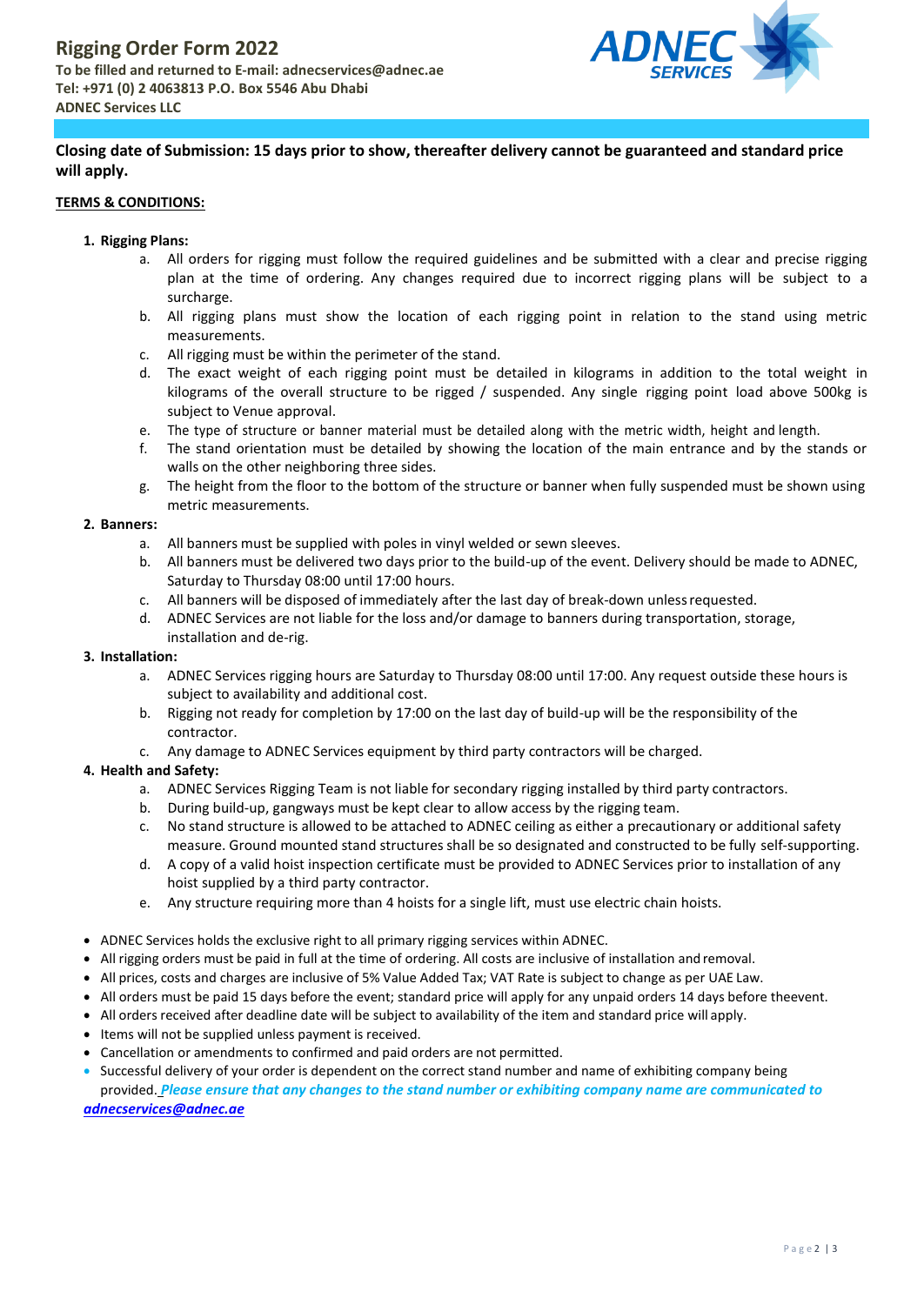# Rigging Order Form 2022

**To be filled and returned to E-mail: adnecservices@adnec.ae**
**Tel: +971 (0) 2 4063813 P.O. Box 5546 Abu Dhabi**
**ADNEC Services LLC**

**Closing date of Submission: 15 days prior to show, thereafter delivery cannot be guaranteed and standard price will apply.**

**TERMS & CONDITIONS:**

1. **Rigging Plans:**
    a. All orders for rigging must follow the required guidelines and be submitted with a clear and precise rigging plan at the time of ordering. Any changes required due to incorrect rigging plans will be subject to a surcharge.
    b. All rigging plans must show the location of each rigging point in relation to the stand using metric measurements.
    c. All rigging must be within the perimeter of the stand.
    d. The exact weight of each rigging point must be detailed in kilograms in addition to the total weight in kilograms of the overall structure to be rigged / suspended. Any single rigging point load above 500kg is subject to Venue approval.
    e. The type of structure or banner material must be detailed along with the metric width, height and length.
    f. The stand orientation must be detailed by showing the location of the main entrance and by the stands or walls on the other neighboring three sides.
    g. The height from the floor to the bottom of the structure or banner when fully suspended must be shown using metric measurements.
2. **Banners:**
    a. All banners must be supplied with poles in vinyl welded or sewn sleeves.
    b. All banners must be delivered two days prior to the build-up of the event. Delivery should be made to ADNEC, Saturday to Thursday 08:00 until 17:00 hours.
    c. All banners will be disposed of immediately after the last day of break-down unless requested.
    d. ADNEC Services are not liable for the loss and/or damage to banners during transportation, storage, installation and de-rig.
3. **Installation:**
    a. ADNEC Services rigging hours are Saturday to Thursday 08:00 until 17:00. Any request outside these hours is subject to availability and additional cost.
    b. Rigging not ready for completion by 17:00 on the last day of build-up will be the responsibility of the contractor.
    c. Any damage to ADNEC Services equipment by third party contractors will be charged.
4. **Health and Safety:**
    a. ADNEC Services Rigging Team is not liable for secondary rigging installed by third party contractors.
    b. During build-up, gangways must be kept clear to allow access by the rigging team.
    c. No stand structure is allowed to be attached to ADNEC ceiling as either a precautionary or additional safety measure. Ground mounted stand structures shall be so designated and constructed to be fully self-supporting.
    d. A copy of a valid hoist inspection certificate must be provided to ADNEC Services prior to installation of any hoist supplied by a third party contractor.
    e. Any structure requiring more than 4 hoists for a single lift, must use electric chain hoists.

- ADNEC Services holds the exclusive right to all primary rigging services within ADNEC.
- All rigging orders must be paid in full at the time of ordering. All costs are inclusive of installation and removal.
- All prices, costs and charges are inclusive of 5% Value Added Tax; VAT Rate is subject to change as per UAE Law.
- All orders must be paid 15 days before the event; standard price will apply for any unpaid orders 14 days before theevent.
- All orders received after deadline date will be subject to availability of the item and standard price will apply.
- Items will not be supplied unless payment is received.
- Cancellation or amendments to confirmed and paid orders are not permitted.
- Successful delivery of your order is dependent on the correct stand number and name of exhibiting company being provided. ***Please ensure that any changes to the stand number or exhibiting company name are communicated to adnecservices@adnec.ae***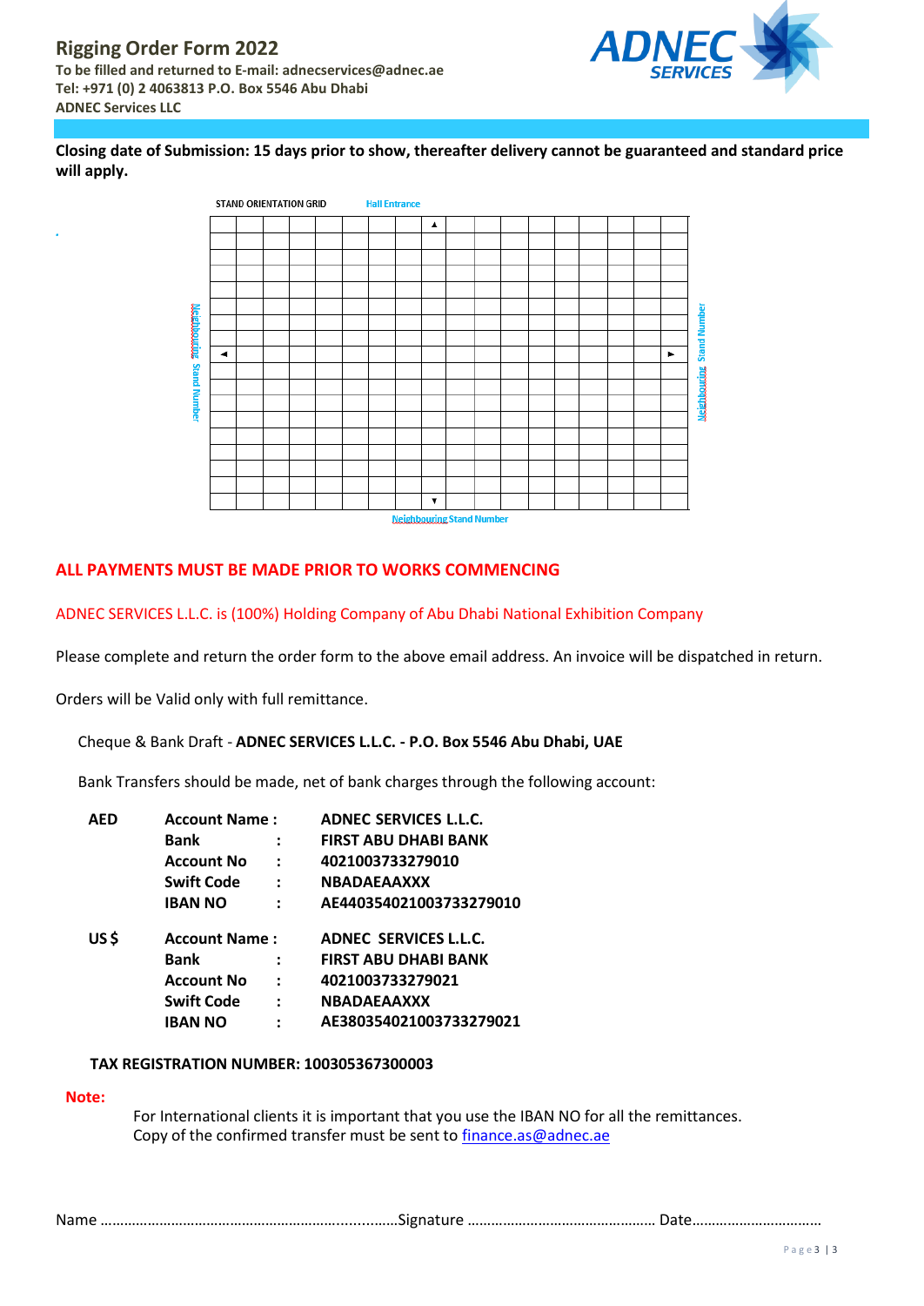# Rigging Order Form 2022

**To be filled and returned to E-mail: adnecservices@adnec.ae**
**Tel: +971 (0) 2 4063813 P.O. Box 5546 Abu Dhabi**
**ADNEC Services LLC**

ADNEC SERVICES

**Closing date of Submission: 15 days prior to show, thereafter delivery cannot be guaranteed and standard price will apply.**

STAND ORIENTATION GRID

Hall Entrance

Neighbouring Stand Number

Neighbouring Stand Number

Neighbouring Stand Number

**ALL PAYMENTS MUST BE MADE PRIOR TO WORKS COMMENCING**

ADNEC SERVICES L.L.C. is (100%) Holding Company of Abu Dhabi National Exhibition Company

Please complete and return the order form to the above email address. An invoice will be dispatched in return.

Orders will be Valid only with full remittance.

Cheque & Bank Draft - **ADNEC SERVICES L.L.C. - P.O. Box 5546 Abu Dhabi, UAE**

Bank Transfers should be made, net of bank charges through the following account:

| | | | |
|---|---|---|---|
| **AED** | **Account Name** | **:** | **ADNEC SERVICES L.L.C.** |
| | **Bank** | **:** | **FIRST ABU DHABI BANK** |
| | **Account No** | **:** | **4021003733279010** |
| | **Swift Code** | **:** | **NBADAEAAXXX** |
| | **IBAN NO** | **:** | **AE440354021003733279010** |
| **US $** | **Account Name** | **:** | **ADNEC SERVICES L.L.C.** |
| | **Bank** | **:** | **FIRST ABU DHABI BANK** |
| | **Account No** | **:** | **4021003733279021** |
| | **Swift Code** | **:** | **NBADAEAAXXX** |
| | **IBAN NO** | **:** | **AE380354021003733279021** |

**TAX REGISTRATION NUMBER: 100305367300003**

**Note:**

For International clients it is important that you use the IBAN NO for all the remittances.
Copy of the confirmed transfer must be sent to finance.as@adnec.ae

Name ………………………………………………………………..………Signature ………………………………………… Date……………………………